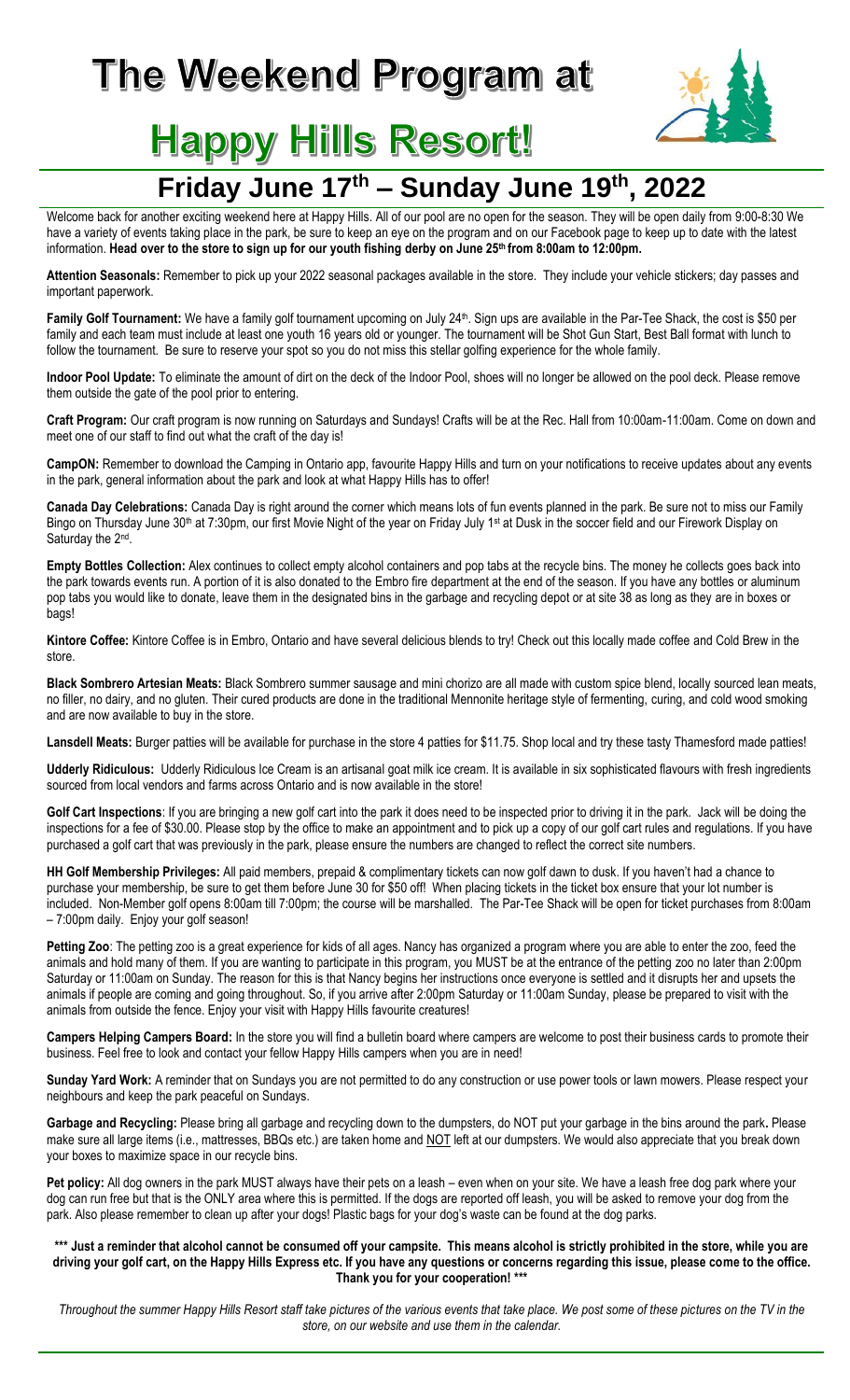# The Weekend Program at

# Happy Hills Resort!

## Friday June 17th – Sunday June 19th, 2022

Welcome back for another exciting weekend here at Happy Hills. All of our pool are no open for the season. They will be open daily from 9:00-8:30 We have a variety of events taking place in the park, be sure to keep an eye on the program and on our Facebook page to keep up to date with the latest information. **Head over to the store to sign up for our youth fishing derby on June 25th from 8:00am to 12:00pm.**

**Attention Seasonals:** Remember to pick up your 2022 seasonal packages available in the store. They include your vehicle stickers; day passes and important paperwork.

**Family Golf Tournament:** We have a family golf tournament upcoming on July 24th. Sign ups are available in the Par-Tee Shack, the cost is $50 per family and each team must include at least one youth 16 years old or younger. The tournament will be Shot Gun Start, Best Ball format with lunch to follow the tournament. Be sure to reserve your spot so you do not miss this stellar golfing experience for the whole family.

**Indoor Pool Update:** To eliminate the amount of dirt on the deck of the Indoor Pool, shoes will no longer be allowed on the pool deck. Please remove them outside the gate of the pool prior to entering.

**Craft Program:** Our craft program is now running on Saturdays and Sundays! Crafts will be at the Rec. Hall from 10:00am-11:00am. Come on down and meet one of our staff to find out what the craft of the day is!

**CampON:** Remember to download the Camping in Ontario app, favourite Happy Hills and turn on your notifications to receive updates about any events in the park, general information about the park and look at what Happy Hills has to offer!

**Canada Day Celebrations:** Canada Day is right around the corner which means lots of fun events planned in the park. Be sure not to miss our Family Bingo on Thursday June 30th at 7:30pm, our first Movie Night of the year on Friday July 1st at Dusk in the soccer field and our Firework Display on Saturday the 2nd.

**Empty Bottles Collection:** Alex continues to collect empty alcohol containers and pop tabs at the recycle bins. The money he collects goes back into the park towards events run. A portion of it is also donated to the Embro fire department at the end of the season. If you have any bottles or aluminum pop tabs you would like to donate, leave them in the designated bins in the garbage and recycling depot or at site 38 as long as they are in boxes or bags!

**Kintore Coffee:** Kintore Coffee is in Embro, Ontario and have several delicious blends to try! Check out this locally made coffee and Cold Brew in the store.

**Black Sombrero Artesian Meats:** Black Sombrero summer sausage and mini chorizo are all made with custom spice blend, locally sourced lean meats, no filler, no dairy, and no gluten. Their cured products are done in the traditional Mennonite heritage style of fermenting, curing, and cold wood smoking and are now available to buy in the store.

**Lansdell Meats:** Burger patties will be available for purchase in the store 4 patties for $11.75. Shop local and try these tasty Thamesford made patties!

**Udderly Ridiculous:** Udderly Ridiculous Ice Cream is an artisanal goat milk ice cream. It is available in six sophisticated flavours with fresh ingredients sourced from local vendors and farms across Ontario and is now available in the store!

**Golf Cart Inspections**: If you are bringing a new golf cart into the park it does need to be inspected prior to driving it in the park. Jack will be doing the inspections for a fee of $30.00. Please stop by the office to make an appointment and to pick up a copy of our golf cart rules and regulations. If you have purchased a golf cart that was previously in the park, please ensure the numbers are changed to reflect the correct site numbers.

**HH Golf Membership Privileges:** All paid members, prepaid & complimentary tickets can now golf dawn to dusk. If you haven't had a chance to purchase your membership, be sure to get them before June 30 for $50 off! When placing tickets in the ticket box ensure that your lot number is included. Non-Member golf opens 8:00am till 7:00pm; the course will be marshalled. The Par-Tee Shack will be open for ticket purchases from 8:00am – 7:00pm daily. Enjoy your golf season!

**Petting Zoo**: The petting zoo is a great experience for kids of all ages. Nancy has organized a program where you are able to enter the zoo, feed the animals and hold many of them. If you are wanting to participate in this program, you MUST be at the entrance of the petting zoo no later than 2:00pm Saturday or 11:00am on Sunday. The reason for this is that Nancy begins her instructions once everyone is settled and it disrupts her and upsets the animals if people are coming and going throughout. So, if you arrive after 2:00pm Saturday or 11:00am Sunday, please be prepared to visit with the animals from outside the fence. Enjoy your visit with Happy Hills favourite creatures!

**Campers Helping Campers Board:** In the store you will find a bulletin board where campers are welcome to post their business cards to promote their business. Feel free to look and contact your fellow Happy Hills campers when you are in need!

**Sunday Yard Work:** A reminder that on Sundays you are not permitted to do any construction or use power tools or lawn mowers. Please respect your neighbours and keep the park peaceful on Sundays.

**Garbage and Recycling:** Please bring all garbage and recycling down to the dumpsters, do NOT put your garbage in the bins around the park**.** Please make sure all large items (i.e., mattresses, BBQs etc.) are taken home and NOT left at our dumpsters. We would also appreciate that you break down your boxes to maximize space in our recycle bins.

**Pet policy:** All dog owners in the park MUST always have their pets on a leash – even when on your site. We have a leash free dog park where your dog can run free but that is the ONLY area where this is permitted. If the dogs are reported off leash, you will be asked to remove your dog from the park. Also please remember to clean up after your dogs! Plastic bags for your dog's waste can be found at the dog parks.

**\*\*\* Just a reminder that alcohol cannot be consumed off your campsite. This means alcohol is strictly prohibited in the store, while you are driving your golf cart, on the Happy Hills Express etc. If you have any questions or concerns regarding this issue, please come to the office. Thank you for your cooperation! \*\*\***

*Throughout the summer Happy Hills Resort staff take pictures of the various events that take place. We post some of these pictures on the TV in the store, on our website and use them in the calendar.*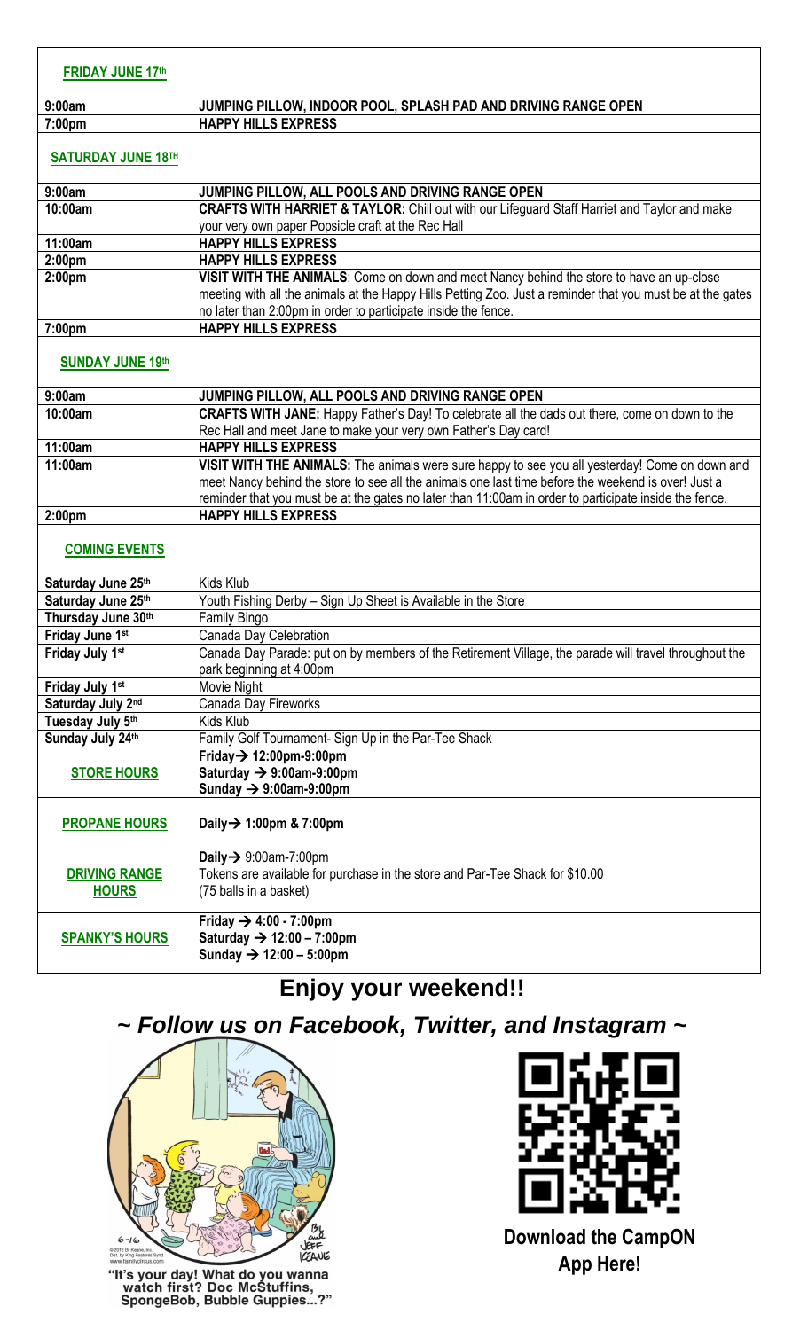| | |
|---|---|
| **FRIDAY JUNE 17th** | |
| **9:00am** | **JUMPING PILLOW, INDOOR POOL, SPLASH PAD AND DRIVING RANGE OPEN** |
| **7:00pm** | **HAPPY HILLS EXPRESS** |
| **SATURDAY JUNE 18TH** | |
| **9:00am** | **JUMPING PILLOW, ALL POOLS AND DRIVING RANGE OPEN** |
| **10:00am** | **CRAFTS WITH HARRIET & TAYLOR:** Chill out with our Lifeguard Staff Harriet and Taylor and make your very own paper Popsicle craft at the Rec Hall |
| **11:00am** | **HAPPY HILLS EXPRESS** |
| **2:00pm** | **HAPPY HILLS EXPRESS** |
| **2:00pm** | **VISIT WITH THE ANIMALS**: Come on down and meet Nancy behind the store to have an up-close meeting with all the animals at the Happy Hills Petting Zoo. Just a reminder that you must be at the gates no later than 2:00pm in order to participate inside the fence. |
| **7:00pm** | **HAPPY HILLS EXPRESS** |
| **SUNDAY JUNE 19th** | |
| **9:00am** | **JUMPING PILLOW, ALL POOLS AND DRIVING RANGE OPEN** |
| **10:00am** | **CRAFTS WITH JANE:** Happy Father's Day! To celebrate all the dads out there, come on down to the Rec Hall and meet Jane to make your very own Father's Day card! |
| **11:00am** | **HAPPY HILLS EXPRESS** |
| **11:00am** | **VISIT WITH THE ANIMALS:** The animals were sure happy to see you all yesterday! Come on down and meet Nancy behind the store to see all the animals one last time before the weekend is over! Just a reminder that you must be at the gates no later than 11:00am in order to participate inside the fence. |
| **2:00pm** | **HAPPY HILLS EXPRESS** |
| **COMING EVENTS** | |
| **Saturday June 25th** | Kids Klub |
| **Saturday June 25th** | Youth Fishing Derby – Sign Up Sheet is Available in the Store |
| **Thursday June 30th** | Family Bingo |
| **Friday June 1st** | Canada Day Celebration |
| **Friday July 1st** | Canada Day Parade: put on by members of the Retirement Village, the parade will travel throughout the park beginning at 4:00pm |
| **Friday July 1st** | Movie Night |
| **Saturday July 2nd** | Canada Day Fireworks |
| **Tuesday July 5th** | Kids Klub |
| **Sunday July 24th** | Family Golf Tournament- Sign Up in the Par-Tee Shack |
| **STORE HOURS** | **Friday → 12:00pm-9:00pm**<br>**Saturday → 9:00am-9:00pm**<br>**Sunday → 9:00am-9:00pm** |
| **PROPANE HOURS** | **Daily → 1:00pm & 7:00pm** |
| **DRIVING RANGE HOURS** | **Daily →** 9:00am-7:00pm<br>Tokens are available for purchase in the store and Par-Tee Shack for $10.00<br>(75 balls in a basket) |
| **SPANKY'S HOURS** | **Friday → 4:00 - 7:00pm**<br>**Saturday → 12:00 – 7:00pm**<br>**Sunday → 12:00 – 5:00pm** |

## Enjoy your weekend!!

## *~ Follow us on Facebook, Twitter, and Instagram ~*

"It's your day! What do you wanna watch first? Doc McStuffins, SpongeBob, Bubble Guppies...?"

**Download the CampON App Here!**